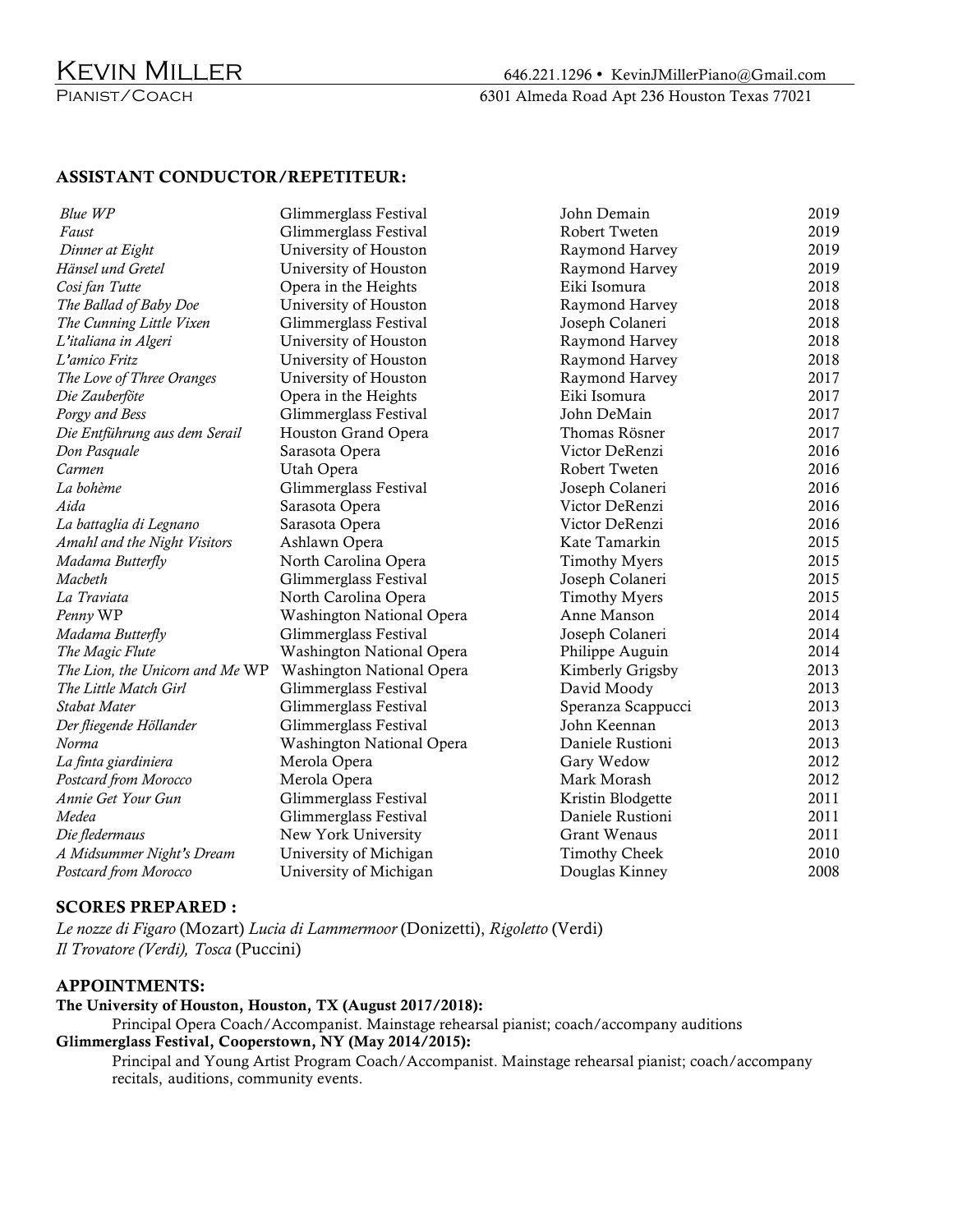# Kevin Miller

Pianist/Coach

646.221.1296 • KevinJMillerPiano@Gmail.com
6301 Almeda Road Apt 236 Houston Texas 77021

## ASSISTANT CONDUCTOR/REPETITEUR:

| | | | |
|---|---|---|---|
| *Blue WP* | Glimmerglass Festival | John Demain | 2019 |
| *Faust* | Glimmerglass Festival | Robert Tweten | 2019 |
| *Dinner at Eight* | University of Houston | Raymond Harvey | 2019 |
| *Hänsel und Gretel* | University of Houston | Raymond Harvey | 2019 |
| *Cosi fan Tutte* | Opera in the Heights | Eiki Isomura | 2018 |
| *The Ballad of Baby Doe* | University of Houston | Raymond Harvey | 2018 |
| *The Cunning Little Vixen* | Glimmerglass Festival | Joseph Colaneri | 2018 |
| *L'italiana in Algeri* | University of Houston | Raymond Harvey | 2018 |
| *L'amico Fritz* | University of Houston | Raymond Harvey | 2018 |
| *The Love of Three Oranges* | University of Houston | Raymond Harvey | 2017 |
| *Die Zauberföte* | Opera in the Heights | Eiki Isomura | 2017 |
| *Porgy and Bess* | Glimmerglass Festival | John DeMain | 2017 |
| *Die Entführung aus dem Serail* | Houston Grand Opera | Thomas Rösner | 2017 |
| *Don Pasquale* | Sarasota Opera | Victor DeRenzi | 2016 |
| *Carmen* | Utah Opera | Robert Tweten | 2016 |
| *La bohème* | Glimmerglass Festival | Joseph Colaneri | 2016 |
| *Aida* | Sarasota Opera | Victor DeRenzi | 2016 |
| *La battaglia di Legnano* | Sarasota Opera | Victor DeRenzi | 2016 |
| *Amahl and the Night Visitors* | Ashlawn Opera | Kate Tamarkin | 2015 |
| *Madama Butterfly* | North Carolina Opera | Timothy Myers | 2015 |
| *Macbeth* | Glimmerglass Festival | Joseph Colaneri | 2015 |
| *La Traviata* | North Carolina Opera | Timothy Myers | 2015 |
| *Penny* WP | Washington National Opera | Anne Manson | 2014 |
| *Madama Butterfly* | Glimmerglass Festival | Joseph Colaneri | 2014 |
| *The Magic Flute* | Washington National Opera | Philippe Auguin | 2014 |
| *The Lion, the Unicorn and Me* WP | Washington National Opera | Kimberly Grigsby | 2013 |
| *The Little Match Girl* | Glimmerglass Festival | David Moody | 2013 |
| *Stabat Mater* | Glimmerglass Festival | Speranza Scappucci | 2013 |
| *Der fliegende Höllander* | Glimmerglass Festival | John Keennan | 2013 |
| *Norma* | Washington National Opera | Daniele Rustioni | 2013 |
| *La finta giardiniera* | Merola Opera | Gary Wedow | 2012 |
| *Postcard from Morocco* | Merola Opera | Mark Morash | 2012 |
| *Annie Get Your Gun* | Glimmerglass Festival | Kristin Blodgette | 2011 |
| *Medea* | Glimmerglass Festival | Daniele Rustioni | 2011 |
| *Die fledermaus* | New York University | Grant Wenaus | 2011 |
| *A Midsummer Night's Dream* | University of Michigan | Timothy Cheek | 2010 |
| *Postcard from Morocco* | University of Michigan | Douglas Kinney | 2008 |

## SCORES PREPARED :

*Le nozze di Figaro* (Mozart) *Lucia di Lammermoor* (Donizetti), *Rigoletto* (Verdi)
*Il Trovatore (Verdi), Tosca* (Puccini)

## APPOINTMENTS:

**The University of Houston, Houston, TX (August 2017/2018):**

Principal Opera Coach/Accompanist. Mainstage rehearsal pianist; coach/accompany auditions

**Glimmerglass Festival, Cooperstown, NY (May 2014/2015):**

Principal and Young Artist Program Coach/Accompanist. Mainstage rehearsal pianist; coach/accompany recitals, auditions, community events.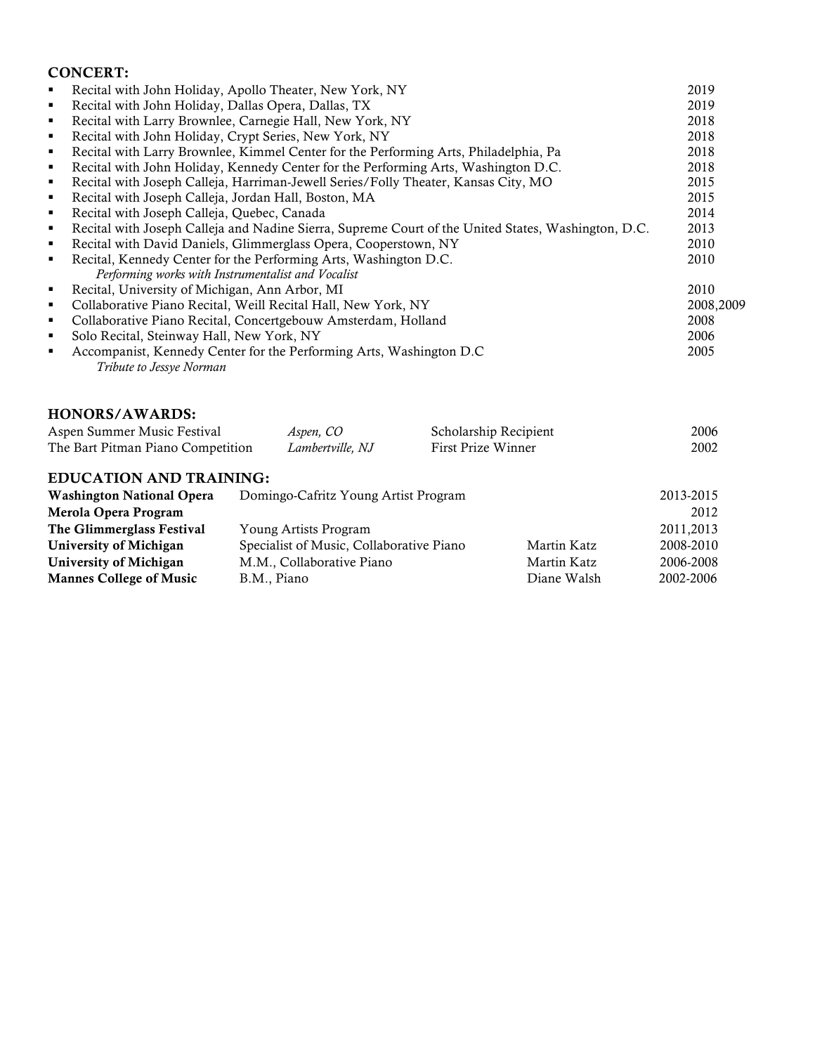## CONCERT:

- Recital with John Holiday, Apollo Theater, New York, NY 2019
- Recital with John Holiday, Dallas Opera, Dallas, TX 2019
- Recital with Larry Brownlee, Carnegie Hall, New York, NY 2018
- Recital with John Holiday, Crypt Series, New York, NY 2018
- Recital with Larry Brownlee, Kimmel Center for the Performing Arts, Philadelphia, Pa 2018
- Recital with John Holiday, Kennedy Center for the Performing Arts, Washington D.C. 2018
- Recital with Joseph Calleja, Harriman-Jewell Series/Folly Theater, Kansas City, MO 2015
- Recital with Joseph Calleja, Jordan Hall, Boston, MA 2015
- Recital with Joseph Calleja, Quebec, Canada 2014
- Recital with Joseph Calleja and Nadine Sierra, Supreme Court of the United States, Washington, D.C. 2013
- Recital with David Daniels, Glimmerglass Opera, Cooperstown, NY 2010
- Recital, Kennedy Center for the Performing Arts, Washington D.C. 2010
  *Performing works with Instrumentalist and Vocalist*
- Recital, University of Michigan, Ann Arbor, MI 2010
- Collaborative Piano Recital, Weill Recital Hall, New York, NY 2008,2009
- Collaborative Piano Recital, Concertgebouw Amsterdam, Holland 2008
- Solo Recital, Steinway Hall, New York, NY 2006
- Accompanist, Kennedy Center for the Performing Arts, Washington D.C 2005
  *Tribute to Jessye Norman*

## HONORS/AWARDS:

| | | | |
|---|---|---|---|
| Aspen Summer Music Festival | *Aspen, CO* | Scholarship Recipient | 2006 |
| The Bart Pitman Piano Competition | *Lambertville, NJ* | First Prize Winner | 2002 |

## EDUCATION AND TRAINING:

| | | | |
|---|---|---|---|
| **Washington National Opera** | Domingo-Cafritz Young Artist Program | | 2013-2015 |
| **Merola Opera Program** | | | 2012 |
| **The Glimmerglass Festival** | Young Artists Program | | 2011,2013 |
| **University of Michigan** | Specialist of Music, Collaborative Piano | Martin Katz | 2008-2010 |
| **University of Michigan** | M.M., Collaborative Piano | Martin Katz | 2006-2008 |
| **Mannes College of Music** | B.M., Piano | Diane Walsh | 2002-2006 |